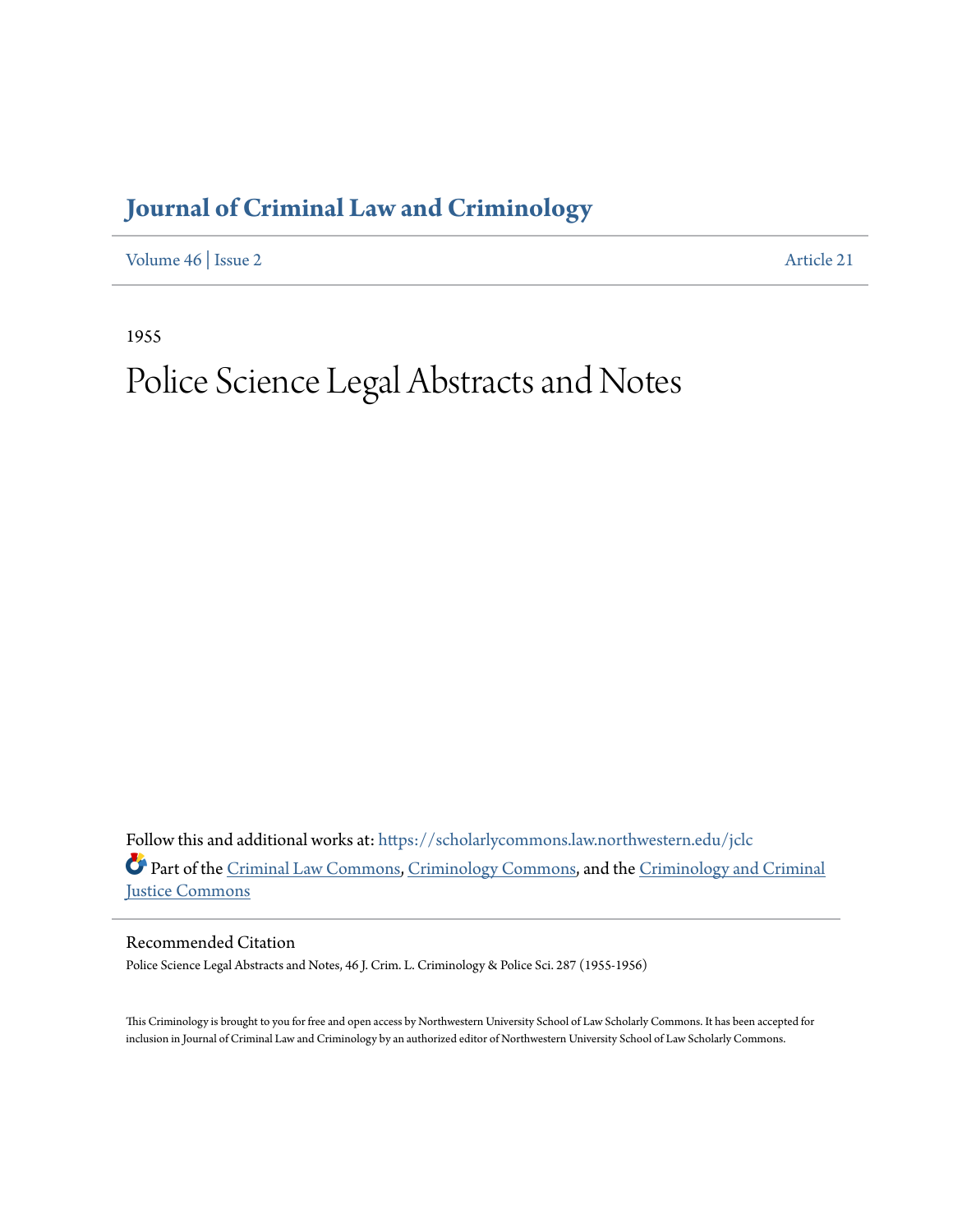# Journal of Criminal Law and Criminology

Volume 46 | Issue 2 Article 21

1955

# Police Science Legal Abstracts and Notes

Follow this and additional works at: https://scholarlycommons.law.northwestern.edu/jclc

Part of the Criminal Law Commons, Criminology Commons, and the Criminology and Criminal Justice Commons

## Recommended Citation

Police Science Legal Abstracts and Notes, 46 J. Crim. L. Criminology & Police Sci. 287 (1955-1956)

This Criminology is brought to you for free and open access by Northwestern University School of Law Scholarly Commons. It has been accepted for inclusion in Journal of Criminal Law and Criminology by an authorized editor of Northwestern University School of Law Scholarly Commons.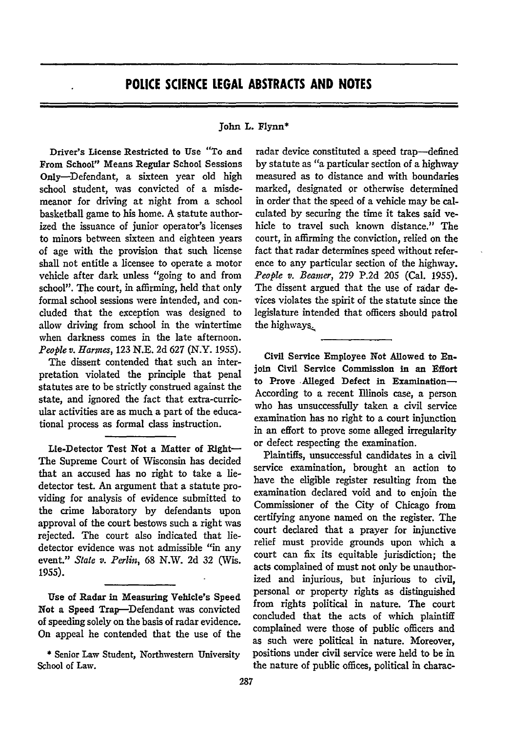# POLICE SCIENCE LEGAL ABSTRACTS AND NOTES

John L. Flynn*

**Driver's License Restricted to Use "To and From School" Means Regular School Sessions Only**—Defendant, a sixteen year old high school student, was convicted of a misdemeanor for driving at night from a school basketball game to his home. A statute authorized the issuance of junior operator's licenses to minors between sixteen and eighteen years of age with the provision that such license shall not entitle a licensee to operate a motor vehicle after dark unless "going to and from school". The court, in affirming, held that only formal school sessions were intended, and concluded that the exception was designed to allow driving from school in the wintertime when darkness comes in the late afternoon. *People v. Harmes*, 123 N.E. 2d 627 (N.Y. 1955).

The dissent contended that such an interpretation violated the principle that penal statutes are to be strictly construed against the state, and ignored the fact that extra-curricular activities are as much a part of the educational process as formal class instruction.

---

**Lie-Detector Test Not a Matter of Right**—The Supreme Court of Wisconsin has decided that an accused has no right to take a lie-detector test. An argument that a statute providing for analysis of evidence submitted to the crime laboratory by defendants upon approval of the court bestows such a right was rejected. The court also indicated that lie-detector evidence was not admissible "in any event." *State v. Perlin*, 68 N.W. 2d 32 (Wis. 1955).

---

**Use of Radar in Measuring Vehicle's Speed Not a Speed Trap**—Defendant was convicted of speeding solely on the basis of radar evidence. On appeal he contended that the use of the radar device constituted a speed trap—defined by statute as "a particular section of a highway measured as to distance and with boundaries marked, designated or otherwise determined in order that the speed of a vehicle may be calculated by securing the time it takes said vehicle to travel such known distance." The court, in affirming the conviction, relied on the fact that radar determines speed without reference to any particular section of the highway. *People v. Beamer*, 279 P.2d 205 (Cal. 1955). The dissent argued that the use of radar devices violates the spirit of the statute since the legislature intended that officers should patrol the highways.

---

**Civil Service Employee Not Allowed to Enjoin Civil Service Commission in an Effort to Prove Alleged Defect in Examination**—According to a recent Illinois case, a person who has unsuccessfully taken a civil service examination has no right to a court injunction in an effort to prove some alleged irregularity or defect respecting the examination.

Plaintiffs, unsuccessful candidates in a civil service examination, brought an action to have the eligible register resulting from the examination declared void and to enjoin the Commissioner of the City of Chicago from certifying anyone named on the register. The court declared that a prayer for injunctive relief must provide grounds upon which a court can fix its equitable jurisdiction; the acts complained of must not only be unauthorized and injurious, but injurious to civil, personal or property rights as distinguished from rights political in nature. The court concluded that the acts of which plaintiff complained were those of public officers and as such were political in nature. Moreover, positions under civil service were held to be in the nature of public offices, political in charac-

\* Senior Law Student, Northwestern University School of Law.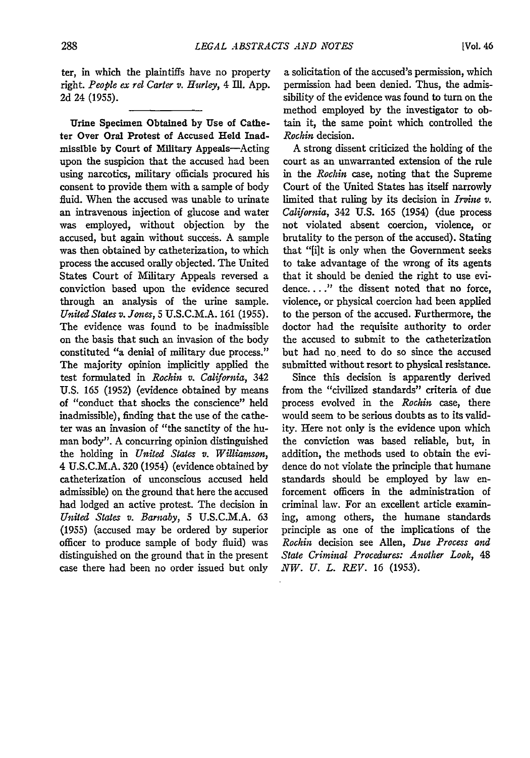ter, in which the plaintiffs have no property right. *People ex rel Carter v. Hurley*, 4 Ill. App. 2d 24 (1955).

**Urine Specimen Obtained by Use of Catheter Over Oral Protest of Accused Held Inadmissible by Court of Military Appeals**—Acting upon the suspicion that the accused had been using narcotics, military officials procured his consent to provide them with a sample of body fluid. When the accused was unable to urinate an intravenous injection of glucose and water was employed, without objection by the accused, but again without success. A sample was then obtained by catheterization, to which process the accused orally objected. The United States Court of Military Appeals reversed a conviction based upon the evidence secured through an analysis of the urine sample. *United States v. Jones*, 5 U.S.C.M.A. 161 (1955). The evidence was found to be inadmissible on the basis that such an invasion of the body constituted "a denial of military due process." The majority opinion implicitly applied the test formulated in *Rochin v. California*, 342 U.S. 165 (1952) (evidence obtained by means of "conduct that shocks the conscience" held inadmissible), finding that the use of the catheter was an invasion of "the sanctity of the human body". A concurring opinion distinguished the holding in *United States v. Williamson*, 4 U.S.C.M.A. 320 (1954) (evidence obtained by catheterization of unconscious accused held admissible) on the ground that here the accused had lodged an active protest. The decision in *United States v. Barnaby*, 5 U.S.C.M.A. 63 (1955) (accused may be ordered by superior officer to produce sample of body fluid) was distinguished on the ground that in the present case there had been no order issued but only a solicitation of the accused's permission, which permission had been denied. Thus, the admissibility of the evidence was found to turn on the method employed by the investigator to obtain it, the same point which controlled the *Rochin* decision.

A strong dissent criticized the holding of the court as an unwarranted extension of the rule in the *Rochin* case, noting that the Supreme Court of the United States has itself narrowly limited that ruling by its decision in *Irvine v. California*, 342 U.S. 165 (1954) (due process not violated absent coercion, violence, or brutality to the person of the accused). Stating that "[i]t is only when the Government seeks to take advantage of the wrong of its agents that it should be denied the right to use evidence. . . ." the dissent noted that no force, violence, or physical coercion had been applied to the person of the accused. Furthermore, the doctor had the requisite authority to order the accused to submit to the catheterization but had no need to do so since the accused submitted without resort to physical resistance.

Since this decision is apparently derived from the "civilized standards" criteria of due process evolved in the *Rochin* case, there would seem to be serious doubts as to its validity. Here not only is the evidence upon which the conviction was based reliable, but, in addition, the methods used to obtain the evidence do not violate the principle that humane standards should be employed by law enforcement officers in the administration of criminal law. For an excellent article examining, among others, the humane standards principle as one of the implications of the *Rochin* decision see Allen, *Due Process and State Criminal Procedures: Another Look*, 48 *NW. U. L. REV.* 16 (1953).